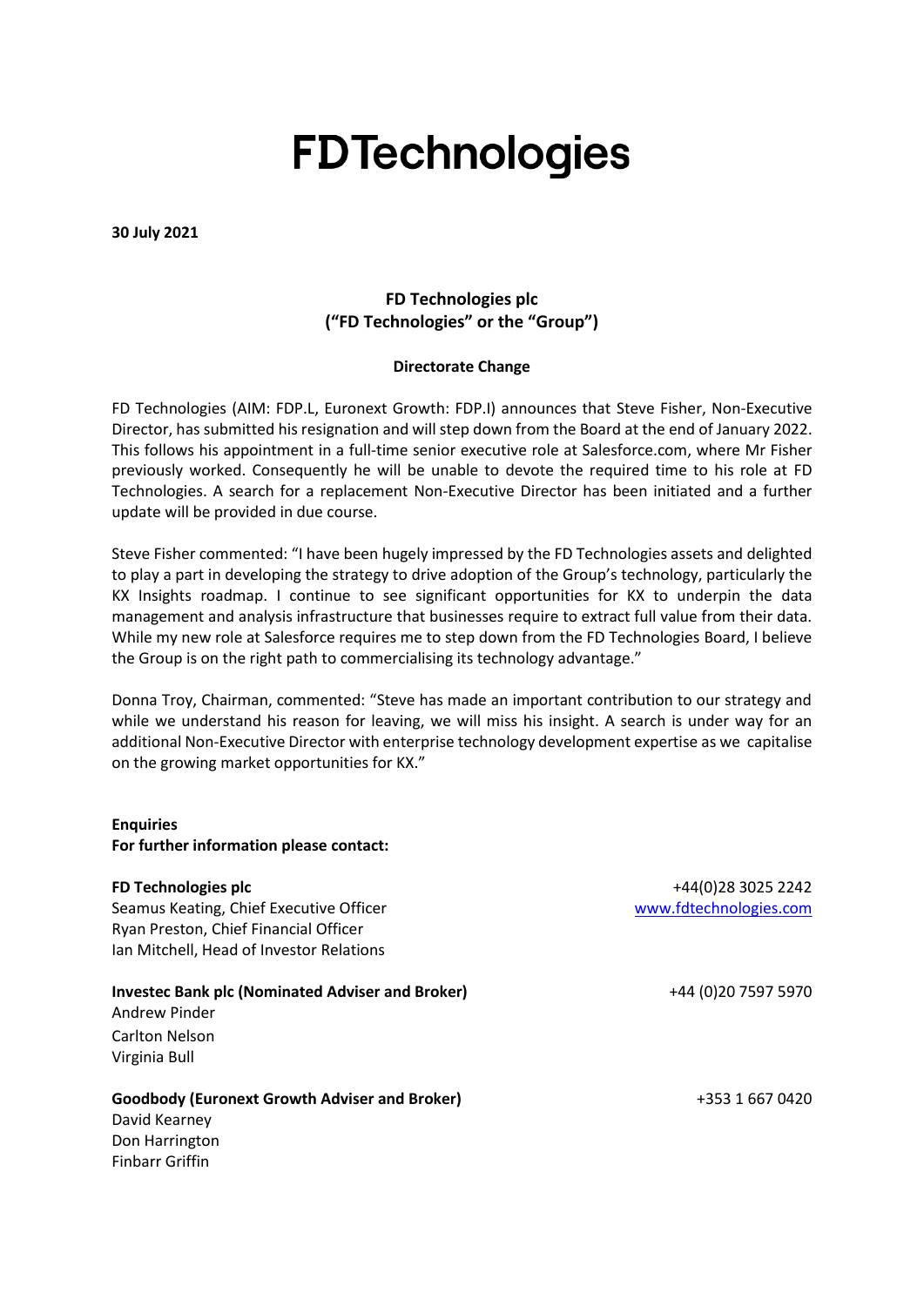# FDTechnologies

**30 July 2021**

**FD Technologies plc**
**("FD Technologies" or the "Group")**

**Directorate Change**

FD Technologies (AIM: FDP.L, Euronext Growth: FDP.I) announces that Steve Fisher, Non-Executive Director, has submitted his resignation and will step down from the Board at the end of January 2022. This follows his appointment in a full-time senior executive role at Salesforce.com, where Mr Fisher previously worked. Consequently he will be unable to devote the required time to his role at FD Technologies. A search for a replacement Non-Executive Director has been initiated and a further update will be provided in due course.

Steve Fisher commented: "I have been hugely impressed by the FD Technologies assets and delighted to play a part in developing the strategy to drive adoption of the Group's technology, particularly the KX Insights roadmap. I continue to see significant opportunities for KX to underpin the data management and analysis infrastructure that businesses require to extract full value from their data. While my new role at Salesforce requires me to step down from the FD Technologies Board, I believe the Group is on the right path to commercialising its technology advantage."

Donna Troy, Chairman, commented: "Steve has made an important contribution to our strategy and while we understand his reason for leaving, we will miss his insight. A search is under way for an additional Non-Executive Director with enterprise technology development expertise as we capitalise on the growing market opportunities for KX."

**Enquiries**
**For further information please contact:**

**FD Technologies plc** +44(0)28 3025 2242
Seamus Keating, Chief Executive Officer www.fdtechnologies.com
Ryan Preston, Chief Financial Officer
Ian Mitchell, Head of Investor Relations

**Investec Bank plc (Nominated Adviser and Broker)** +44 (0)20 7597 5970
Andrew Pinder
Carlton Nelson
Virginia Bull

**Goodbody (Euronext Growth Adviser and Broker)** +353 1 667 0420
David Kearney
Don Harrington
Finbarr Griffin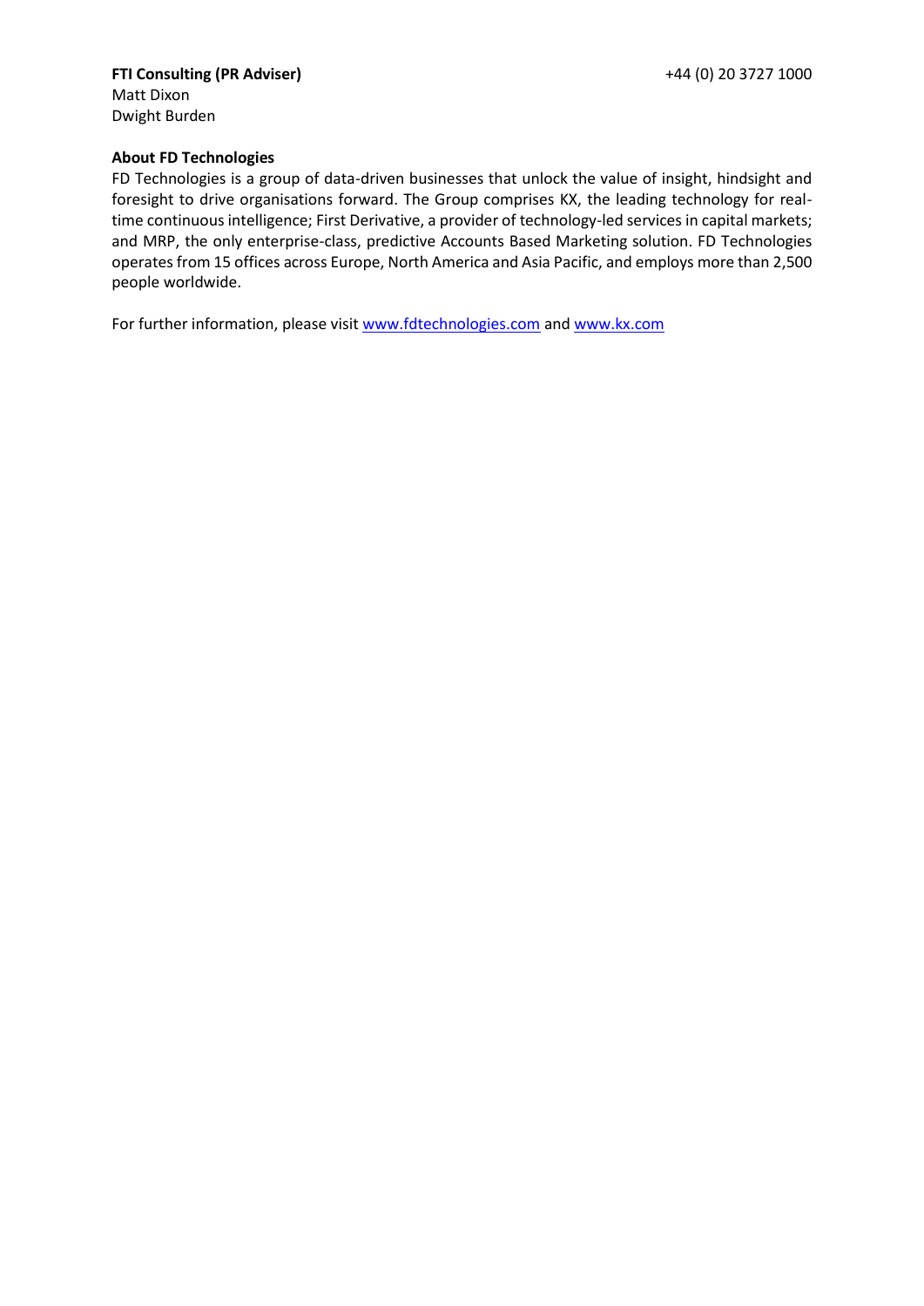**FTI Consulting (PR Adviser)** +44 (0) 20 3727 1000

Matt Dixon

Dwight Burden

**About FD Technologies**

FD Technologies is a group of data-driven businesses that unlock the value of insight, hindsight and foresight to drive organisations forward. The Group comprises KX, the leading technology for real-time continuous intelligence; First Derivative, a provider of technology-led services in capital markets; and MRP, the only enterprise-class, predictive Accounts Based Marketing solution. FD Technologies operates from 15 offices across Europe, North America and Asia Pacific, and employs more than 2,500 people worldwide.

For further information, please visit [www.fdtechnologies.com](http://www.fdtechnologies.com) and [www.kx.com](http://www.kx.com)